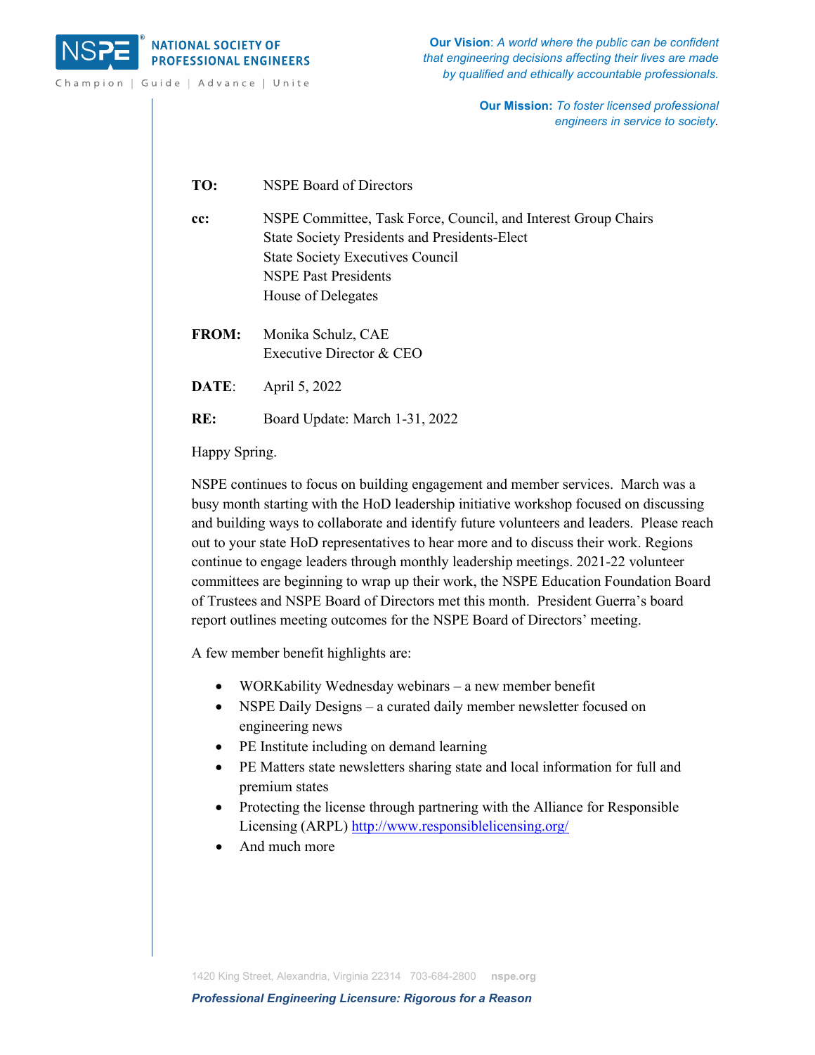**NSPE** NATIONAL SOCIETY OF PROFESSIONAL ENGINEERS

Champion | Guide | Advance | Unite

**Our Vision**: *A world where the public can be confident that engineering decisions affecting their lives are made by qualified and ethically accountable professionals.*

**Our Mission:** *To foster licensed professional engineers in service to society.*

**TO:** NSPE Board of Directors

**cc:** NSPE Committee, Task Force, Council, and Interest Group Chairs
State Society Presidents and Presidents-Elect
State Society Executives Council
NSPE Past Presidents
House of Delegates

**FROM:** Monika Schulz, CAE
Executive Director & CEO

**DATE**: April 5, 2022

**RE:** Board Update: March 1-31, 2022

Happy Spring.

NSPE continues to focus on building engagement and member services. March was a busy month starting with the HoD leadership initiative workshop focused on discussing and building ways to collaborate and identify future volunteers and leaders. Please reach out to your state HoD representatives to hear more and to discuss their work. Regions continue to engage leaders through monthly leadership meetings. 2021-22 volunteer committees are beginning to wrap up their work, the NSPE Education Foundation Board of Trustees and NSPE Board of Directors met this month. President Guerra's board report outlines meeting outcomes for the NSPE Board of Directors' meeting.

A few member benefit highlights are:

- WORKability Wednesday webinars – a new member benefit
- NSPE Daily Designs – a curated daily member newsletter focused on engineering news
- PE Institute including on demand learning
- PE Matters state newsletters sharing state and local information for full and premium states
- Protecting the license through partnering with the Alliance for Responsible Licensing (ARPL) http://www.responsiblelicensing.org/
- And much more

1420 King Street, Alexandria, Virginia 22314 703-684-2800 **nspe.org**

***Professional Engineering Licensure: Rigorous for a Reason***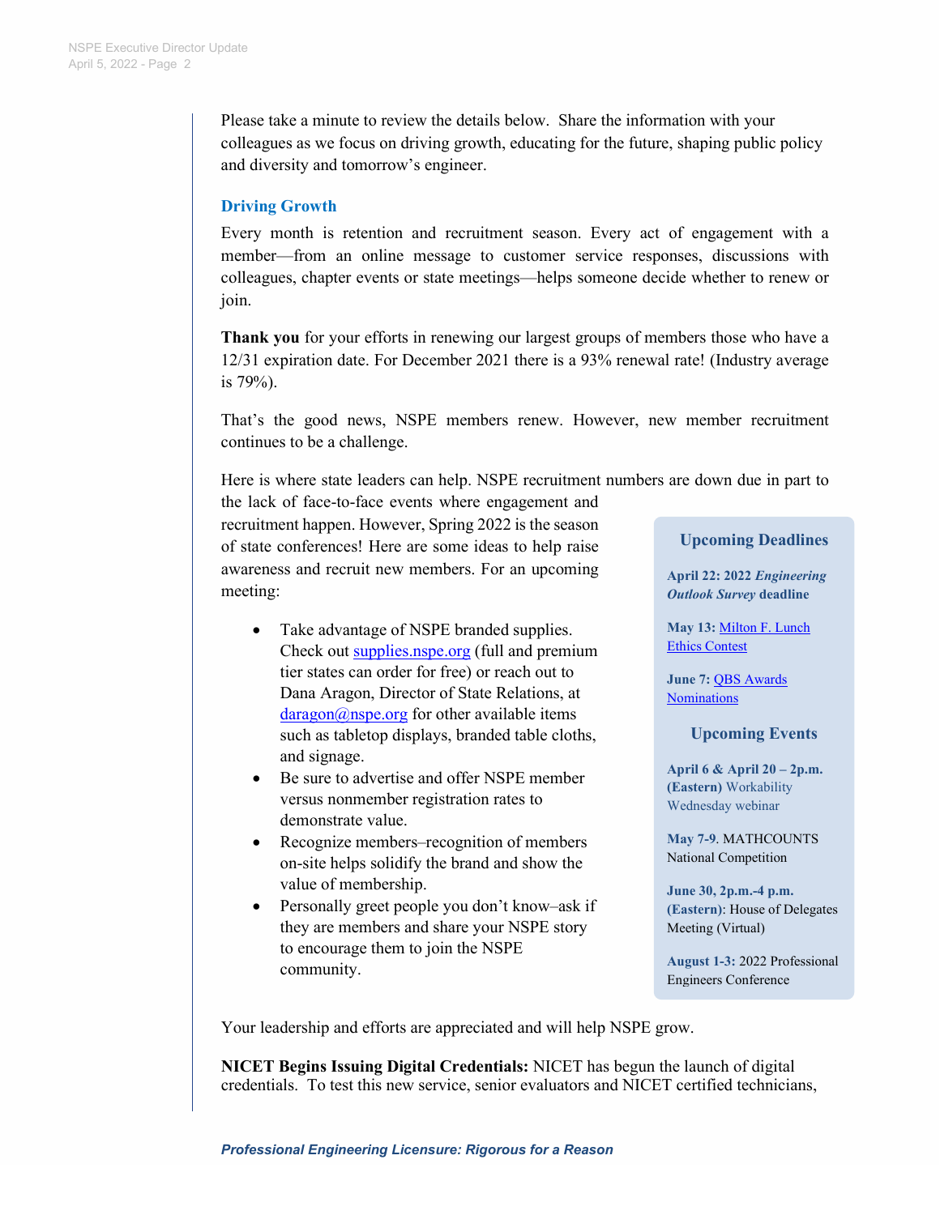Please take a minute to review the details below. Share the information with your colleagues as we focus on driving growth, educating for the future, shaping public policy and diversity and tomorrow's engineer.

## Driving Growth

Every month is retention and recruitment season. Every act of engagement with a member—from an online message to customer service responses, discussions with colleagues, chapter events or state meetings—helps someone decide whether to renew or join.

**Thank you** for your efforts in renewing our largest groups of members those who have a 12/31 expiration date. For December 2021 there is a 93% renewal rate! (Industry average is 79%).

That's the good news, NSPE members renew. However, new member recruitment continues to be a challenge.

Here is where state leaders can help. NSPE recruitment numbers are down due in part to the lack of face-to-face events where engagement and recruitment happen. However, Spring 2022 is the season of state conferences! Here are some ideas to help raise awareness and recruit new members. For an upcoming meeting:

- Take advantage of NSPE branded supplies. Check out [supplies.nspe.org](supplies.nspe.org) (full and premium tier states can order for free) or reach out to Dana Aragon, Director of State Relations, at [daragon@nspe.org](mailto:daragon@nspe.org) for other available items such as tabletop displays, branded table cloths, and signage.
- Be sure to advertise and offer NSPE member versus nonmember registration rates to demonstrate value.
- Recognize members–recognition of members on-site helps solidify the brand and show the value of membership.
- Personally greet people you don't know–ask if they are members and share your NSPE story to encourage them to join the NSPE community.

### Upcoming Deadlines

**April 22: 2022 *Engineering Outlook Survey* deadline**

**May 13:** Milton F. Lunch Ethics Contest

**June 7:** QBS Awards Nominations

### Upcoming Events

**April 6 & April 20 – 2p.m. (Eastern)** Workability Wednesday webinar

**May 7-9**. MATHCOUNTS National Competition

**June 30, 2p.m.-4 p.m. (Eastern)**: House of Delegates Meeting (Virtual)

**August 1-3:** 2022 Professional Engineers Conference

Your leadership and efforts are appreciated and will help NSPE grow.

**NICET Begins Issuing Digital Credentials:** NICET has begun the launch of digital credentials. To test this new service, senior evaluators and NICET certified technicians,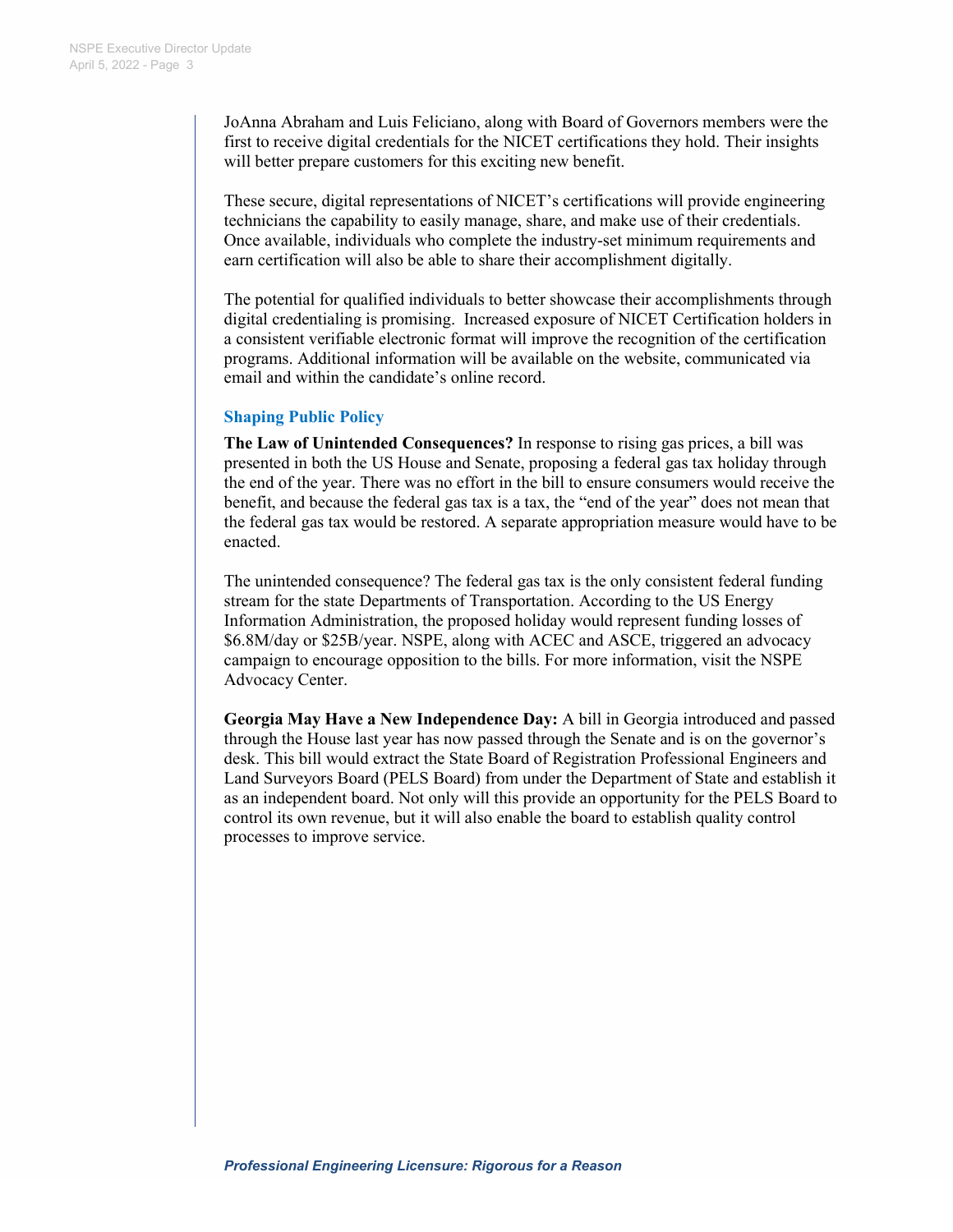JoAnna Abraham and Luis Feliciano, along with Board of Governors members were the first to receive digital credentials for the NICET certifications they hold. Their insights will better prepare customers for this exciting new benefit.

These secure, digital representations of NICET's certifications will provide engineering technicians the capability to easily manage, share, and make use of their credentials. Once available, individuals who complete the industry-set minimum requirements and earn certification will also be able to share their accomplishment digitally.

The potential for qualified individuals to better showcase their accomplishments through digital credentialing is promising. Increased exposure of NICET Certification holders in a consistent verifiable electronic format will improve the recognition of the certification programs. Additional information will be available on the website, communicated via email and within the candidate's online record.

## Shaping Public Policy

**The Law of Unintended Consequences?** In response to rising gas prices, a bill was presented in both the US House and Senate, proposing a federal gas tax holiday through the end of the year. There was no effort in the bill to ensure consumers would receive the benefit, and because the federal gas tax is a tax, the "end of the year" does not mean that the federal gas tax would be restored. A separate appropriation measure would have to be enacted.

The unintended consequence? The federal gas tax is the only consistent federal funding stream for the state Departments of Transportation. According to the US Energy Information Administration, the proposed holiday would represent funding losses of $6.8M/day or $25B/year. NSPE, along with ACEC and ASCE, triggered an advocacy campaign to encourage opposition to the bills. For more information, visit the NSPE Advocacy Center.

**Georgia May Have a New Independence Day:** A bill in Georgia introduced and passed through the House last year has now passed through the Senate and is on the governor's desk. This bill would extract the State Board of Registration Professional Engineers and Land Surveyors Board (PELS Board) from under the Department of State and establish it as an independent board. Not only will this provide an opportunity for the PELS Board to control its own revenue, but it will also enable the board to establish quality control processes to improve service.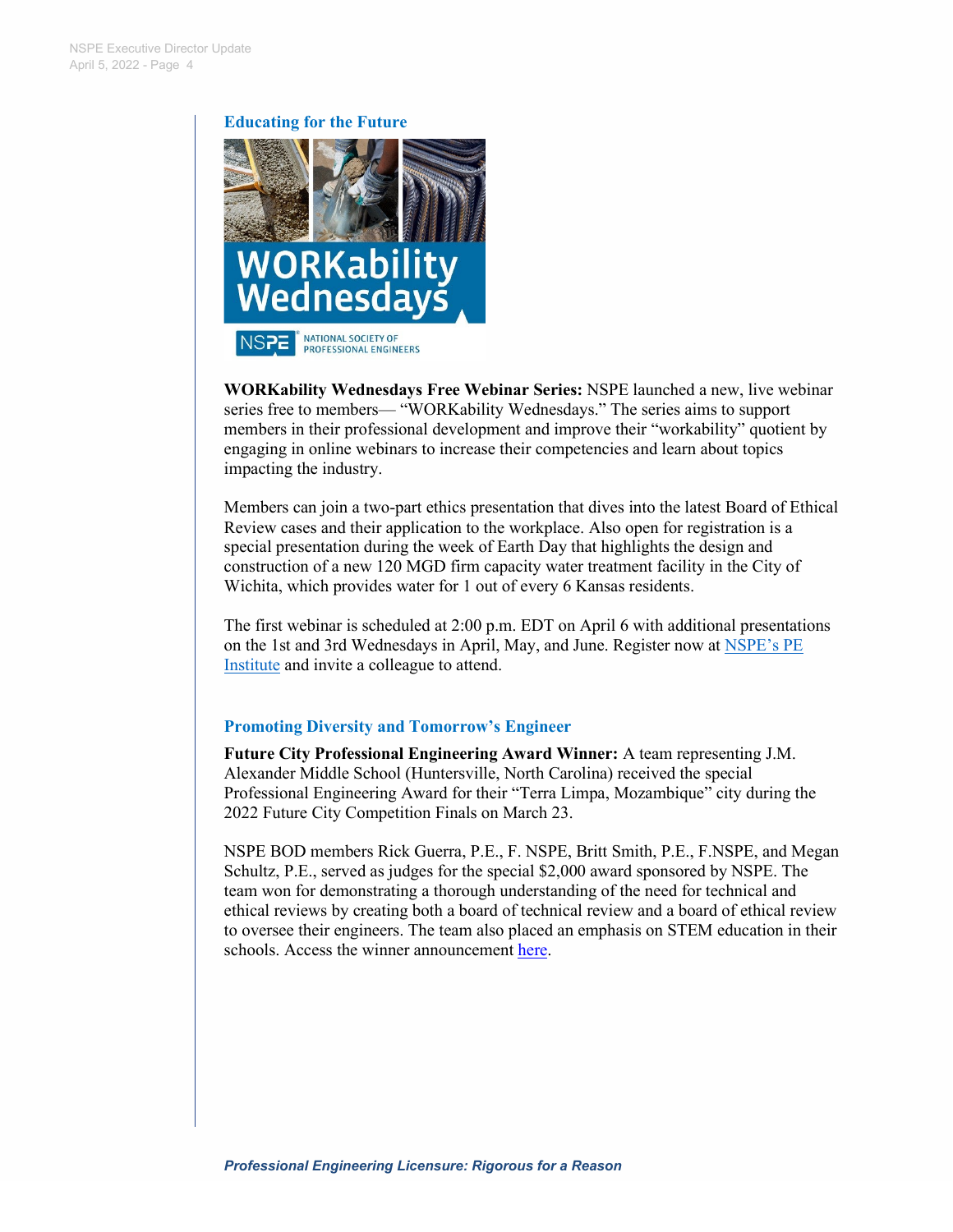## Educating for the Future

**WORKability Wednesdays Free Webinar Series:** NSPE launched a new, live webinar series free to members— "WORKability Wednesdays." The series aims to support members in their professional development and improve their "workability" quotient by engaging in online webinars to increase their competencies and learn about topics impacting the industry.

Members can join a two-part ethics presentation that dives into the latest Board of Ethical Review cases and their application to the workplace. Also open for registration is a special presentation during the week of Earth Day that highlights the design and construction of a new 120 MGD firm capacity water treatment facility in the City of Wichita, which provides water for 1 out of every 6 Kansas residents.

The first webinar is scheduled at 2:00 p.m. EDT on April 6 with additional presentations on the 1st and 3rd Wednesdays in April, May, and June. Register now at NSPE's PE Institute and invite a colleague to attend.

## Promoting Diversity and Tomorrow's Engineer

**Future City Professional Engineering Award Winner:** A team representing J.M. Alexander Middle School (Huntersville, North Carolina) received the special Professional Engineering Award for their "Terra Limpa, Mozambique" city during the 2022 Future City Competition Finals on March 23.

NSPE BOD members Rick Guerra, P.E., F. NSPE, Britt Smith, P.E., F.NSPE, and Megan Schultz, P.E., served as judges for the special $2,000 award sponsored by NSPE. The team won for demonstrating a thorough understanding of the need for technical and ethical reviews by creating both a board of technical review and a board of ethical review to oversee their engineers. The team also placed an emphasis on STEM education in their schools. Access the winner announcement here.

*Professional Engineering Licensure: Rigorous for a Reason*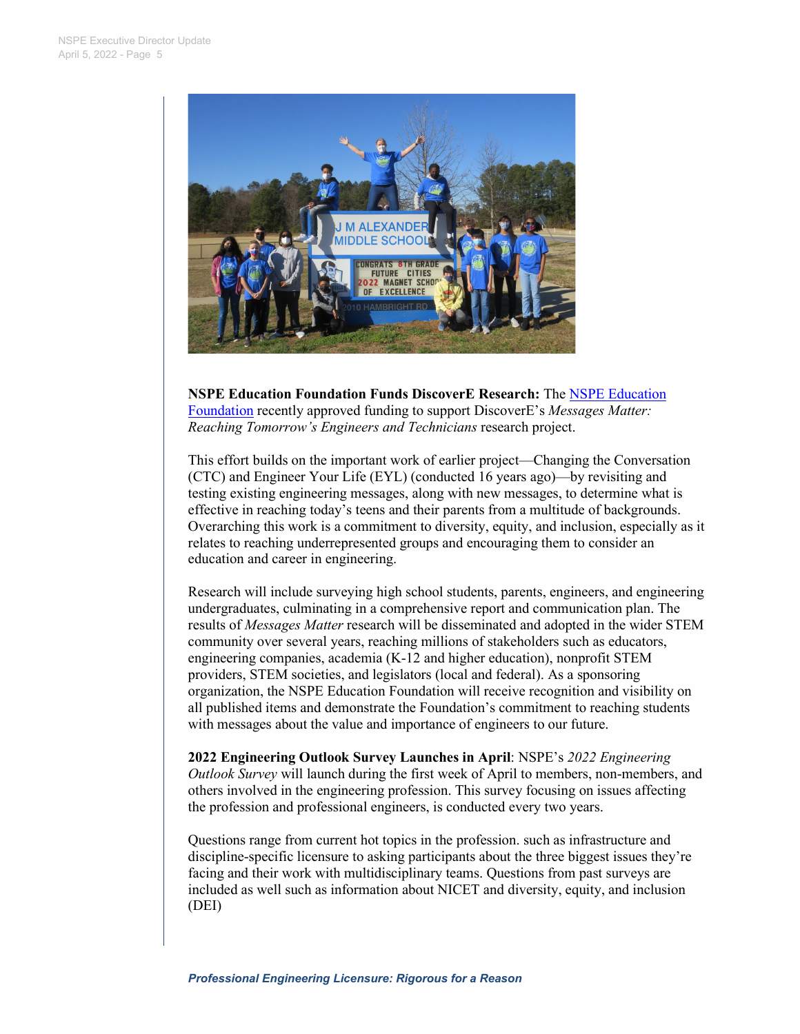**NSPE Education Foundation Funds DiscoverE Research:** The [NSPE Education Foundation](#) recently approved funding to support DiscoverE's *Messages Matter: Reaching Tomorrow's Engineers and Technicians* research project.

This effort builds on the important work of earlier project—Changing the Conversation (CTC) and Engineer Your Life (EYL) (conducted 16 years ago)—by revisiting and testing existing engineering messages, along with new messages, to determine what is effective in reaching today's teens and their parents from a multitude of backgrounds. Overarching this work is a commitment to diversity, equity, and inclusion, especially as it relates to reaching underrepresented groups and encouraging them to consider an education and career in engineering.

Research will include surveying high school students, parents, engineers, and engineering undergraduates, culminating in a comprehensive report and communication plan. The results of *Messages Matter* research will be disseminated and adopted in the wider STEM community over several years, reaching millions of stakeholders such as educators, engineering companies, academia (K-12 and higher education), nonprofit STEM providers, STEM societies, and legislators (local and federal). As a sponsoring organization, the NSPE Education Foundation will receive recognition and visibility on all published items and demonstrate the Foundation's commitment to reaching students with messages about the value and importance of engineers to our future.

**2022 Engineering Outlook Survey Launches in April**: NSPE's *2022 Engineering Outlook Survey* will launch during the first week of April to members, non-members, and others involved in the engineering profession. This survey focusing on issues affecting the profession and professional engineers, is conducted every two years.

Questions range from current hot topics in the profession. such as infrastructure and discipline-specific licensure to asking participants about the three biggest issues they're facing and their work with multidisciplinary teams. Questions from past surveys are included as well such as information about NICET and diversity, equity, and inclusion (DEI)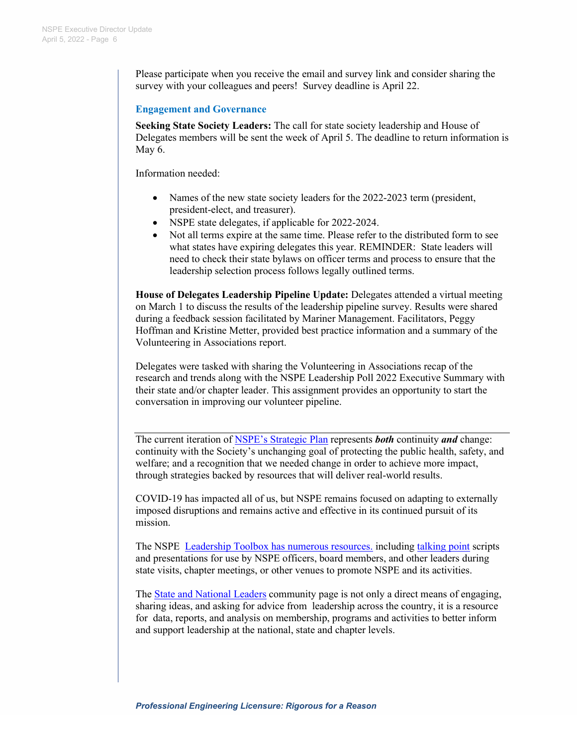Please participate when you receive the email and survey link and consider sharing the survey with your colleagues and peers! Survey deadline is April 22.

### Engagement and Governance

**Seeking State Society Leaders:** The call for state society leadership and House of Delegates members will be sent the week of April 5. The deadline to return information is May 6.

Information needed:

- Names of the new state society leaders for the 2022-2023 term (president, president-elect, and treasurer).
- NSPE state delegates, if applicable for 2022-2024.
- Not all terms expire at the same time. Please refer to the distributed form to see what states have expiring delegates this year. REMINDER: State leaders will need to check their state bylaws on officer terms and process to ensure that the leadership selection process follows legally outlined terms.

**House of Delegates Leadership Pipeline Update:** Delegates attended a virtual meeting on March 1 to discuss the results of the leadership pipeline survey. Results were shared during a feedback session facilitated by Mariner Management. Facilitators, Peggy Hoffman and Kristine Metter, provided best practice information and a summary of the Volunteering in Associations report.

Delegates were tasked with sharing the Volunteering in Associations recap of the research and trends along with the NSPE Leadership Poll 2022 Executive Summary with their state and/or chapter leader. This assignment provides an opportunity to start the conversation in improving our volunteer pipeline.

---

The current iteration of NSPE's Strategic Plan represents ***both*** continuity ***and*** change: continuity with the Society's unchanging goal of protecting the public health, safety, and welfare; and a recognition that we needed change in order to achieve more impact, through strategies backed by resources that will deliver real-world results.

COVID-19 has impacted all of us, but NSPE remains focused on adapting to externally imposed disruptions and remains active and effective in its continued pursuit of its mission.

The NSPE Leadership Toolbox has numerous resources. including talking point scripts and presentations for use by NSPE officers, board members, and other leaders during state visits, chapter meetings, or other venues to promote NSPE and its activities.

The State and National Leaders community page is not only a direct means of engaging, sharing ideas, and asking for advice from leadership across the country, it is a resource for data, reports, and analysis on membership, programs and activities to better inform and support leadership at the national, state and chapter levels.